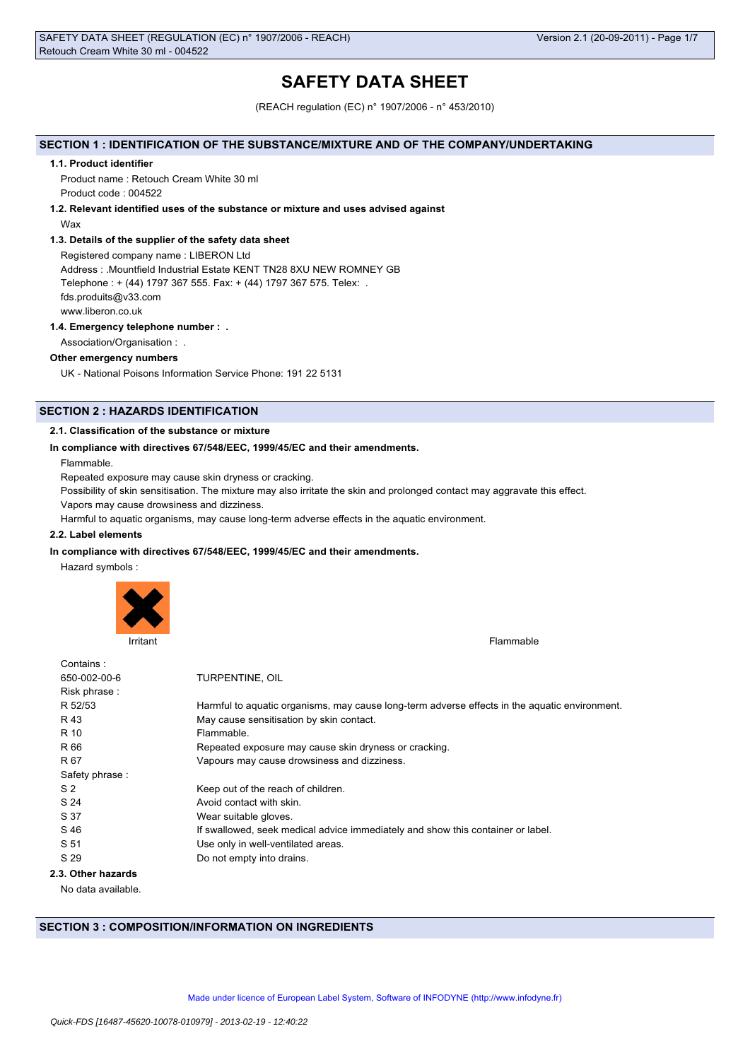# SAFETY DATA SHEET

(REACH regulation (EC) n° 1907/2006 - n° 453/2010)

## SECTION 1 : IDENTIFICATION OF THE SUBSTANCE/MIXTURE AND OF THE COMPANY/UNDERTAKING

### 1.1. Product identifier

Product name : Retouch Cream White 30 ml

Product code : 004522

### 1.2. Relevant identified uses of the substance or mixture and uses advised against

Wax

### 1.3. Details of the supplier of the safety data sheet

Registered company name : LIBERON Ltd

Address : .Mountfield Industrial Estate KENT TN28 8XU NEW ROMNEY GB

Telephone : + (44) 1797 367 555. Fax: + (44) 1797 367 575. Telex: .

fds.produits@v33.com

www.liberon.co.uk

### 1.4. Emergency telephone number : .

Association/Organisation : .

**Other emergency numbers**

UK - National Poisons Information Service Phone: 191 22 5131

## SECTION 2 : HAZARDS IDENTIFICATION

### 2.1. Classification of the substance or mixture

**In compliance with directives 67/548/EEC, 1999/45/EC and their amendments.**

Flammable.

Repeated exposure may cause skin dryness or cracking.

Possibility of skin sensitisation. The mixture may also irritate the skin and prolonged contact may aggravate this effect.

Vapors may cause drowsiness and dizziness.

Harmful to aquatic organisms, may cause long-term adverse effects in the aquatic environment.

### 2.2. Label elements

**In compliance with directives 67/548/EEC, 1999/45/EC and their amendments.**

Hazard symbols :

Irritant

Flammable

| | |
|---|---|
| Contains : | |
| 650-002-00-6 | TURPENTINE, OIL |
| Risk phrase : | |
| R 52/53 | Harmful to aquatic organisms, may cause long-term adverse effects in the aquatic environment. |
| R 43 | May cause sensitisation by skin contact. |
| R 10 | Flammable. |
| R 66 | Repeated exposure may cause skin dryness or cracking. |
| R 67 | Vapours may cause drowsiness and dizziness. |
| Safety phrase : | |
| S 2 | Keep out of the reach of children. |
| S 24 | Avoid contact with skin. |
| S 37 | Wear suitable gloves. |
| S 46 | If swallowed, seek medical advice immediately and show this container or label. |
| S 51 | Use only in well-ventilated areas. |
| S 29 | Do not empty into drains. |

### 2.3. Other hazards

No data available.

## SECTION 3 : COMPOSITION/INFORMATION ON INGREDIENTS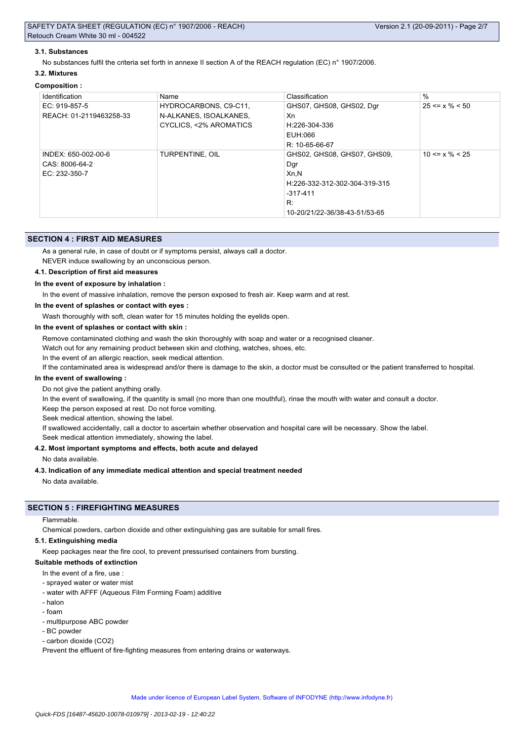### 3.1. Substances

No substances fulfil the criteria set forth in annexe II section A of the REACH regulation (EC) n° 1907/2006.

### 3.2. Mixtures

**Composition :**

| Identification | Name | Classification | % |
|---|---|---|---|
| EC: 919-857-5<br>REACH: 01-2119463258-33 | HYDROCARBONS, C9-C11, N-ALKANES, ISOALKANES, CYCLICS, <2% AROMATICS | GHS07, GHS08, GHS02, Dgr<br>Xn<br>H:226-304-336<br>EUH:066<br>R: 10-65-66-67 | 25 <= x % < 50 |
| INDEX: 650-002-00-6<br>CAS: 8006-64-2<br>EC: 232-350-7 | TURPENTINE, OIL | GHS02, GHS08, GHS07, GHS09, Dgr<br>Xn,N<br>H:226-332-312-302-304-319-315-317-411<br>R: 10-20/21/22-36/38-43-51/53-65 | 10 <= x % < 25 |

## SECTION 4 : FIRST AID MEASURES

As a general rule, in case of doubt or if symptoms persist, always call a doctor.

NEVER induce swallowing by an unconscious person.

### 4.1. Description of first aid measures

**In the event of exposure by inhalation :**

In the event of massive inhalation, remove the person exposed to fresh air. Keep warm and at rest.

**In the event of splashes or contact with eyes :**

Wash thoroughly with soft, clean water for 15 minutes holding the eyelids open.

**In the event of splashes or contact with skin :**

Remove contaminated clothing and wash the skin thoroughly with soap and water or a recognised cleaner.

Watch out for any remaining product between skin and clothing, watches, shoes, etc.

In the event of an allergic reaction, seek medical attention.

If the contaminated area is widespread and/or there is damage to the skin, a doctor must be consulted or the patient transferred to hospital.

**In the event of swallowing :**

Do not give the patient anything orally.

In the event of swallowing, if the quantity is small (no more than one mouthful), rinse the mouth with water and consult a doctor.

Keep the person exposed at rest. Do not force vomiting.

Seek medical attention, showing the label.

If swallowed accidentally, call a doctor to ascertain whether observation and hospital care will be necessary. Show the label.

Seek medical attention immediately, showing the label.

### 4.2. Most important symptoms and effects, both acute and delayed

No data available.

### 4.3. Indication of any immediate medical attention and special treatment needed

No data available.

## SECTION 5 : FIREFIGHTING MEASURES

Flammable.

Chemical powders, carbon dioxide and other extinguishing gas are suitable for small fires.

### 5.1. Extinguishing media

Keep packages near the fire cool, to prevent pressurised containers from bursting.

**Suitable methods of extinction**

In the event of a fire, use :

- sprayed water or water mist
- water with AFFF (Aqueous Film Forming Foam) additive
- halon
- foam
- multipurpose ABC powder
- BC powder
- carbon dioxide ($CO_2$)

Prevent the effluent of fire-fighting measures from entering drains or waterways.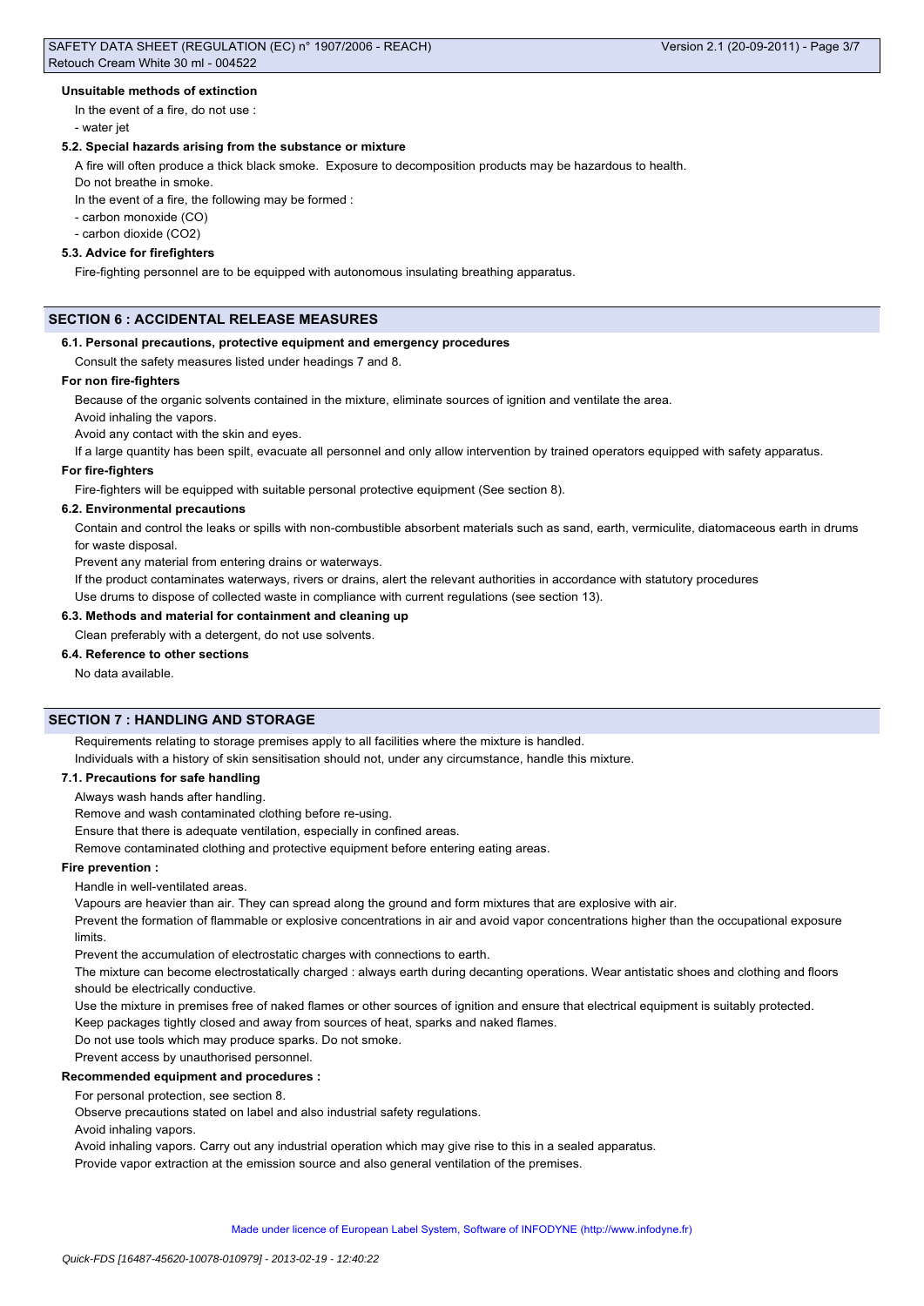**Unsuitable methods of extinction**

In the event of a fire, do not use :

- water jet

**5.2. Special hazards arising from the substance or mixture**

A fire will often produce a thick black smoke. Exposure to decomposition products may be hazardous to health.

Do not breathe in smoke.

In the event of a fire, the following may be formed :

- carbon monoxide (CO)
- carbon dioxide ($CO_2$)

**5.3. Advice for firefighters**

Fire-fighting personnel are to be equipped with autonomous insulating breathing apparatus.

## SECTION 6 : ACCIDENTAL RELEASE MEASURES

**6.1. Personal precautions, protective equipment and emergency procedures**

Consult the safety measures listed under headings 7 and 8.

**For non fire-fighters**

Because of the organic solvents contained in the mixture, eliminate sources of ignition and ventilate the area.

Avoid inhaling the vapors.

Avoid any contact with the skin and eyes.

If a large quantity has been spilt, evacuate all personnel and only allow intervention by trained operators equipped with safety apparatus.

**For fire-fighters**

Fire-fighters will be equipped with suitable personal protective equipment (See section 8).

**6.2. Environmental precautions**

Contain and control the leaks or spills with non-combustible absorbent materials such as sand, earth, vermiculite, diatomaceous earth in drums for waste disposal.

Prevent any material from entering drains or waterways.

If the product contaminates waterways, rivers or drains, alert the relevant authorities in accordance with statutory procedures

Use drums to dispose of collected waste in compliance with current regulations (see section 13).

**6.3. Methods and material for containment and cleaning up**

Clean preferably with a detergent, do not use solvents.

**6.4. Reference to other sections**

No data available.

## SECTION 7 : HANDLING AND STORAGE

Requirements relating to storage premises apply to all facilities where the mixture is handled.

Individuals with a history of skin sensitisation should not, under any circumstance, handle this mixture.

**7.1. Precautions for safe handling**

Always wash hands after handling.

Remove and wash contaminated clothing before re-using.

Ensure that there is adequate ventilation, especially in confined areas.

Remove contaminated clothing and protective equipment before entering eating areas.

**Fire prevention :**

Handle in well-ventilated areas.

Vapours are heavier than air. They can spread along the ground and form mixtures that are explosive with air.

Prevent the formation of flammable or explosive concentrations in air and avoid vapor concentrations higher than the occupational exposure limits.

Prevent the accumulation of electrostatic charges with connections to earth.

The mixture can become electrostatically charged : always earth during decanting operations. Wear antistatic shoes and clothing and floors should be electrically conductive.

Use the mixture in premises free of naked flames or other sources of ignition and ensure that electrical equipment is suitably protected.

Keep packages tightly closed and away from sources of heat, sparks and naked flames.

Do not use tools which may produce sparks. Do not smoke.

Prevent access by unauthorised personnel.

**Recommended equipment and procedures :**

For personal protection, see section 8.

Observe precautions stated on label and also industrial safety regulations.

Avoid inhaling vapors.

Avoid inhaling vapors. Carry out any industrial operation which may give rise to this in a sealed apparatus.

Provide vapor extraction at the emission source and also general ventilation of the premises.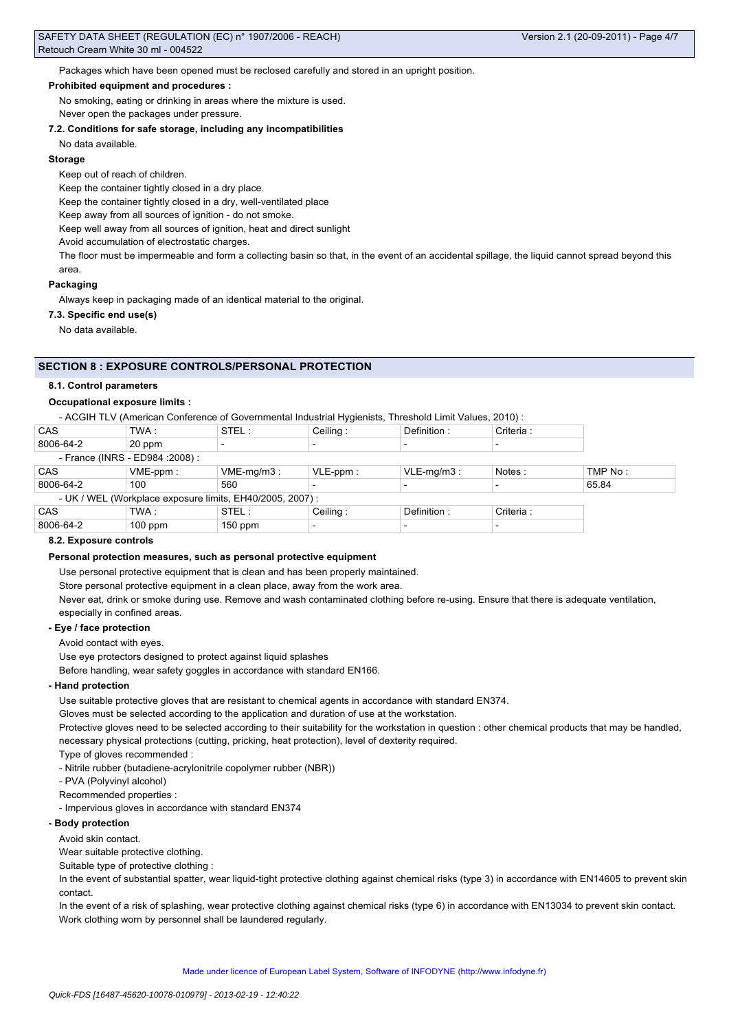Packages which have been opened must be reclosed carefully and stored in an upright position.

**Prohibited equipment and procedures :**

No smoking, eating or drinking in areas where the mixture is used.

Never open the packages under pressure.

**7.2. Conditions for safe storage, including any incompatibilities**

No data available.

**Storage**

Keep out of reach of children.

Keep the container tightly closed in a dry place.

Keep the container tightly closed in a dry, well-ventilated place

Keep away from all sources of ignition - do not smoke.

Keep well away from all sources of ignition, heat and direct sunlight

Avoid accumulation of electrostatic charges.

The floor must be impermeable and form a collecting basin so that, in the event of an accidental spillage, the liquid cannot spread beyond this area.

**Packaging**

Always keep in packaging made of an identical material to the original.

**7.3. Specific end use(s)**

No data available.

## SECTION 8 : EXPOSURE CONTROLS/PERSONAL PROTECTION

**8.1. Control parameters**

**Occupational exposure limits :**

- ACGIH TLV (American Conference of Governmental Industrial Hygienists, Threshold Limit Values, 2010) :

| CAS | TWA : | STEL : | Ceiling : | Definition : | Criteria : |
|---|---|---|---|---|---|
| 8006-64-2 | 20 ppm | - | - | - | - |

- France (INRS - ED984 :2008) :

| CAS | VME-ppm : | VME-mg/m3 : | VLE-ppm : | VLE-mg/m3 : | Notes : | TMP No : |
|---|---|---|---|---|---|---|
| 8006-64-2 | 100 | 560 | - | - | - | 65.84 |

- UK / WEL (Workplace exposure limits, EH40/2005, 2007) :

| CAS | TWA : | STEL : | Ceiling : | Definition : | Criteria : |
|---|---|---|---|---|---|
| 8006-64-2 | 100 ppm | 150 ppm | - | - | - |

**8.2. Exposure controls**

**Personal protection measures, such as personal protective equipment**

Use personal protective equipment that is clean and has been properly maintained.

Store personal protective equipment in a clean place, away from the work area.

Never eat, drink or smoke during use. Remove and wash contaminated clothing before re-using. Ensure that there is adequate ventilation, especially in confined areas.

**- Eye / face protection**

Avoid contact with eyes.

Use eye protectors designed to protect against liquid splashes

Before handling, wear safety goggles in accordance with standard EN166.

**- Hand protection**

Use suitable protective gloves that are resistant to chemical agents in accordance with standard EN374.

Gloves must be selected according to the application and duration of use at the workstation.

Protective gloves need to be selected according to their suitability for the workstation in question : other chemical products that may be handled, necessary physical protections (cutting, pricking, heat protection), level of dexterity required.

Type of gloves recommended :

- Nitrile rubber (butadiene-acrylonitrile copolymer rubber (NBR))
- PVA (Polyvinyl alcohol)

Recommended properties :

- Impervious gloves in accordance with standard EN374

**- Body protection**

Avoid skin contact.

Wear suitable protective clothing.

Suitable type of protective clothing :

In the event of substantial spatter, wear liquid-tight protective clothing against chemical risks (type 3) in accordance with EN14605 to prevent skin contact.

In the event of a risk of splashing, wear protective clothing against chemical risks (type 6) in accordance with EN13034 to prevent skin contact.

Work clothing worn by personnel shall be laundered regularly.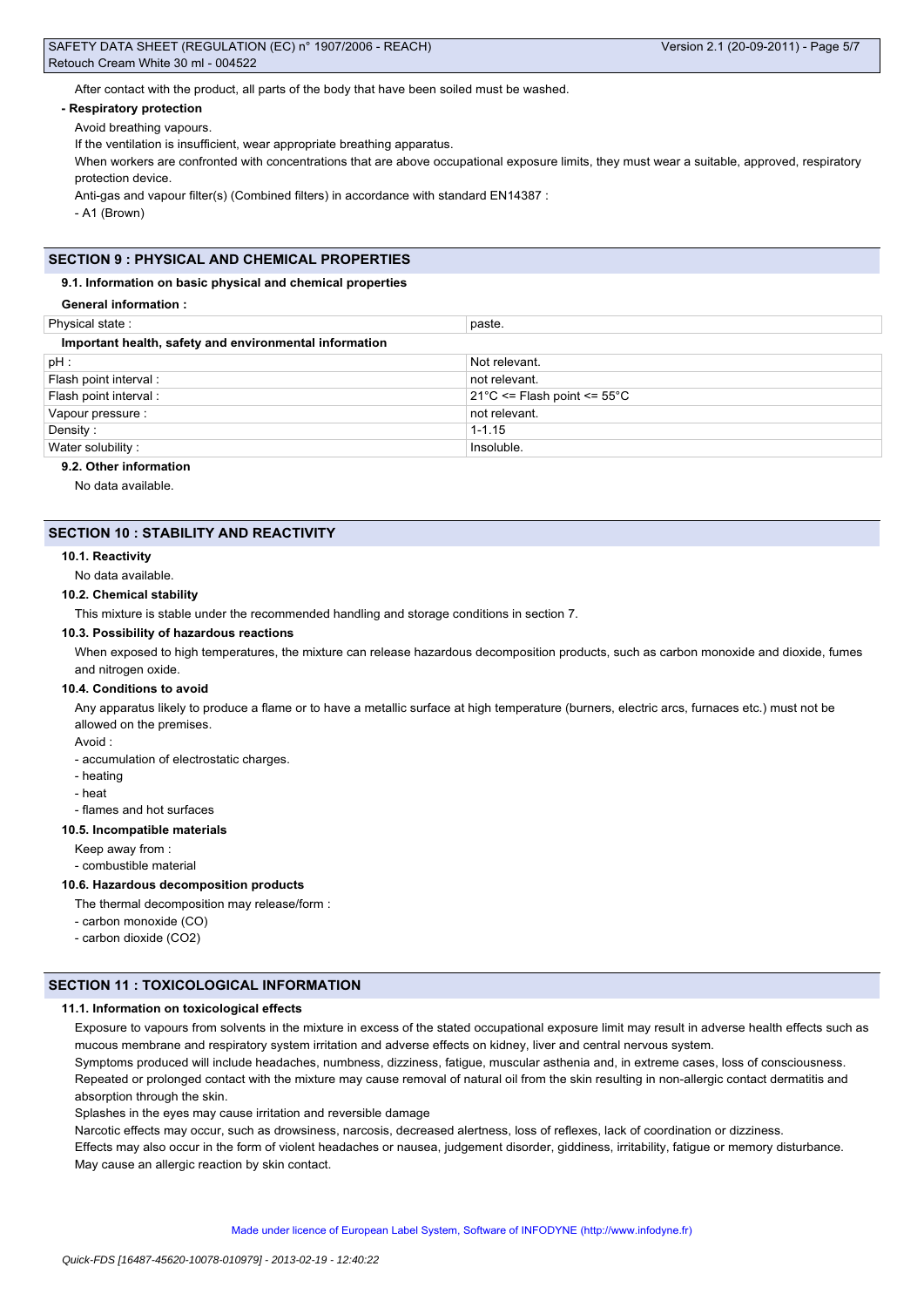After contact with the product, all parts of the body that have been soiled must be washed.

**- Respiratory protection**

Avoid breathing vapours.

If the ventilation is insufficient, wear appropriate breathing apparatus.

When workers are confronted with concentrations that are above occupational exposure limits, they must wear a suitable, approved, respiratory protection device.

Anti-gas and vapour filter(s) (Combined filters) in accordance with standard EN14387 :

- A1 (Brown)

## SECTION 9 : PHYSICAL AND CHEMICAL PROPERTIES

### 9.1. Information on basic physical and chemical properties

**General information :**

| Physical state : | paste. |
|---|---|
| **Important health, safety and environmental information** | |
| pH : | Not relevant. |
| Flash point interval : | not relevant. |
| Flash point interval : | 21°C <= Flash point <= 55°C |
| Vapour pressure : | not relevant. |
| Density : | 1-1.15 |
| Water solubility : | Insoluble. |

### 9.2. Other information

No data available.

## SECTION 10 : STABILITY AND REACTIVITY

### 10.1. Reactivity

No data available.

### 10.2. Chemical stability

This mixture is stable under the recommended handling and storage conditions in section 7.

### 10.3. Possibility of hazardous reactions

When exposed to high temperatures, the mixture can release hazardous decomposition products, such as carbon monoxide and dioxide, fumes and nitrogen oxide.

### 10.4. Conditions to avoid

Any apparatus likely to produce a flame or to have a metallic surface at high temperature (burners, electric arcs, furnaces etc.) must not be allowed on the premises.

Avoid :

- accumulation of electrostatic charges.
- heating
- heat
- flames and hot surfaces

### 10.5. Incompatible materials

Keep away from :

- combustible material

### 10.6. Hazardous decomposition products

The thermal decomposition may release/form :

- carbon monoxide (CO)
- carbon dioxide ($CO_2$)

## SECTION 11 : TOXICOLOGICAL INFORMATION

### 11.1. Information on toxicological effects

Exposure to vapours from solvents in the mixture in excess of the stated occupational exposure limit may result in adverse health effects such as mucous membrane and respiratory system irritation and adverse effects on kidney, liver and central nervous system.

Symptoms produced will include headaches, numbness, dizziness, fatigue, muscular asthenia and, in extreme cases, loss of consciousness.

Repeated or prolonged contact with the mixture may cause removal of natural oil from the skin resulting in non-allergic contact dermatitis and absorption through the skin.

Splashes in the eyes may cause irritation and reversible damage

Narcotic effects may occur, such as drowsiness, narcosis, decreased alertness, loss of reflexes, lack of coordination or dizziness.

Effects may also occur in the form of violent headaches or nausea, judgement disorder, giddiness, irritability, fatigue or memory disturbance.

May cause an allergic reaction by skin contact.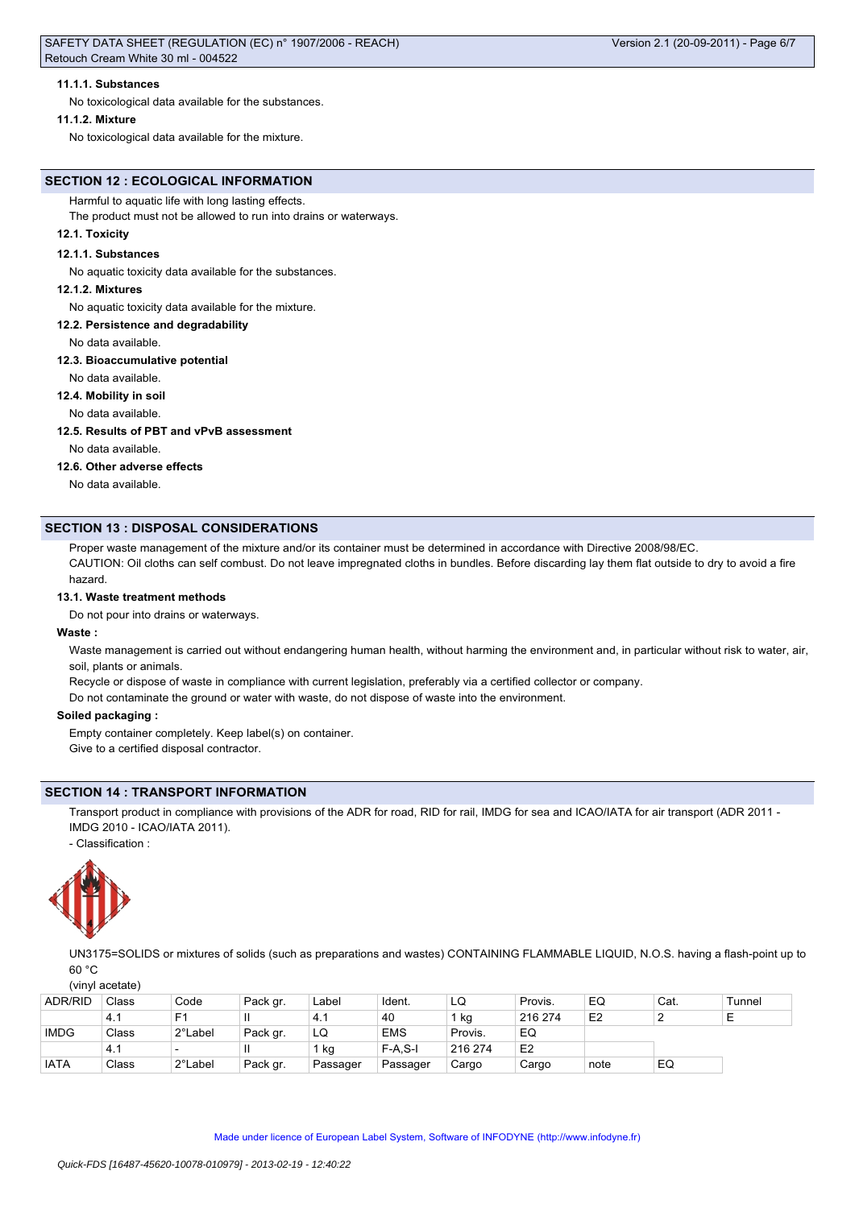#### 11.1.1. Substances

No toxicological data available for the substances.

#### 11.1.2. Mixture

No toxicological data available for the mixture.

## SECTION 12 : ECOLOGICAL INFORMATION

Harmful to aquatic life with long lasting effects.
The product must not be allowed to run into drains or waterways.

### 12.1. Toxicity

#### 12.1.1. Substances

No aquatic toxicity data available for the substances.

#### 12.1.2. Mixtures

No aquatic toxicity data available for the mixture.

### 12.2. Persistence and degradability

No data available.

### 12.3. Bioaccumulative potential

No data available.

### 12.4. Mobility in soil

No data available.

### 12.5. Results of PBT and vPvB assessment

No data available.

### 12.6. Other adverse effects

No data available.

## SECTION 13 : DISPOSAL CONSIDERATIONS

Proper waste management of the mixture and/or its container must be determined in accordance with Directive 2008/98/EC.
CAUTION: Oil cloths can self combust. Do not leave impregnated cloths in bundles. Before discarding lay them flat outside to dry to avoid a fire hazard.

### 13.1. Waste treatment methods

Do not pour into drains or waterways.

**Waste :**

Waste management is carried out without endangering human health, without harming the environment and, in particular without risk to water, air, soil, plants or animals.
Recycle or dispose of waste in compliance with current legislation, preferably via a certified collector or company.
Do not contaminate the ground or water with waste, do not dispose of waste into the environment.

**Soiled packaging :**

Empty container completely. Keep label(s) on container.
Give to a certified disposal contractor.

## SECTION 14 : TRANSPORT INFORMATION

Transport product in compliance with provisions of the ADR for road, RID for rail, IMDG for sea and ICAO/IATA for air transport (ADR 2011 - IMDG 2010 - ICAO/IATA 2011).

- Classification :

UN3175=SOLIDS or mixtures of solids (such as preparations and wastes) CONTAINING FLAMMABLE LIQUID, N.O.S. having a flash-point up to 60 °C
(vinyl acetate)

| ADR/RID | Class | Code | Pack gr. | Label | Ident. | LQ | Provis. | EQ | Cat. | Tunnel |
|---|---|---|---|---|---|---|---|---|---|---|
| | 4.1 | F1 | II | 4.1 | 40 | 1 kg | 216 274 | E2 | 2 | E |
| IMDG | Class | 2°Label | Pack gr. | LQ | EMS | Provis. | EQ | | | |
| | 4.1 | - | II | 1 kg | F-A,S-I | 216 274 | E2 | | | |
| IATA | Class | 2°Label | Pack gr. | Passager | Passager | Cargo | Cargo | note | EQ | |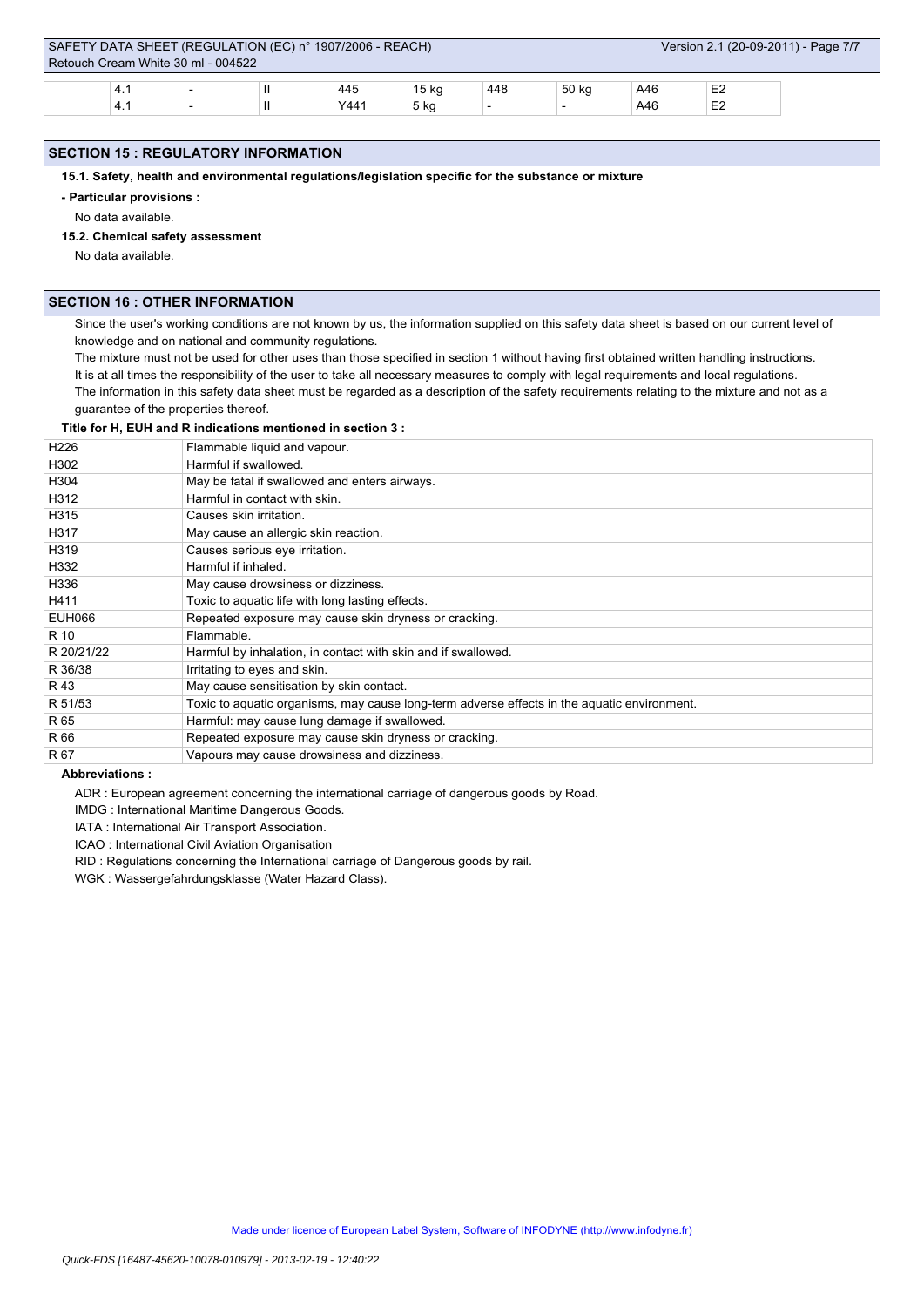| | | | | | | | | | |
|---|---|---|---|---|---|---|---|---|---|
| | 4.1 | - | II | 445 | 15 kg | 448 | 50 kg | A46 | E2 |
| | 4.1 | - | II | Y441 | 5 kg | - | - | A46 | E2 |

## SECTION 15 : REGULATORY INFORMATION

**15.1. Safety, health and environmental regulations/legislation specific for the substance or mixture**

**- Particular provisions :**

No data available.

**15.2. Chemical safety assessment**

No data available.

## SECTION 16 : OTHER INFORMATION

Since the user's working conditions are not known by us, the information supplied on this safety data sheet is based on our current level of knowledge and on national and community regulations.

The mixture must not be used for other uses than those specified in section 1 without having first obtained written handling instructions.

It is at all times the responsibility of the user to take all necessary measures to comply with legal requirements and local regulations.

The information in this safety data sheet must be regarded as a description of the safety requirements relating to the mixture and not as a guarantee of the properties thereof.

**Title for H, EUH and R indications mentioned in section 3 :**

| | |
|---|---|
| H226 | Flammable liquid and vapour. |
| H302 | Harmful if swallowed. |
| H304 | May be fatal if swallowed and enters airways. |
| H312 | Harmful in contact with skin. |
| H315 | Causes skin irritation. |
| H317 | May cause an allergic skin reaction. |
| H319 | Causes serious eye irritation. |
| H332 | Harmful if inhaled. |
| H336 | May cause drowsiness or dizziness. |
| H411 | Toxic to aquatic life with long lasting effects. |
| EUH066 | Repeated exposure may cause skin dryness or cracking. |
| R 10 | Flammable. |
| R 20/21/22 | Harmful by inhalation, in contact with skin and if swallowed. |
| R 36/38 | Irritating to eyes and skin. |
| R 43 | May cause sensitisation by skin contact. |
| R 51/53 | Toxic to aquatic organisms, may cause long-term adverse effects in the aquatic environment. |
| R 65 | Harmful: may cause lung damage if swallowed. |
| R 66 | Repeated exposure may cause skin dryness or cracking. |
| R 67 | Vapours may cause drowsiness and dizziness. |

**Abbreviations :**

ADR : European agreement concerning the international carriage of dangerous goods by Road.

IMDG : International Maritime Dangerous Goods.

IATA : International Air Transport Association.

ICAO : International Civil Aviation Organisation

RID : Regulations concerning the International carriage of Dangerous goods by rail.

WGK : Wassergefahrdungsklasse (Water Hazard Class).

Made under licence of European Label System, Software of INFODYNE (http://www.infodyne.fr)